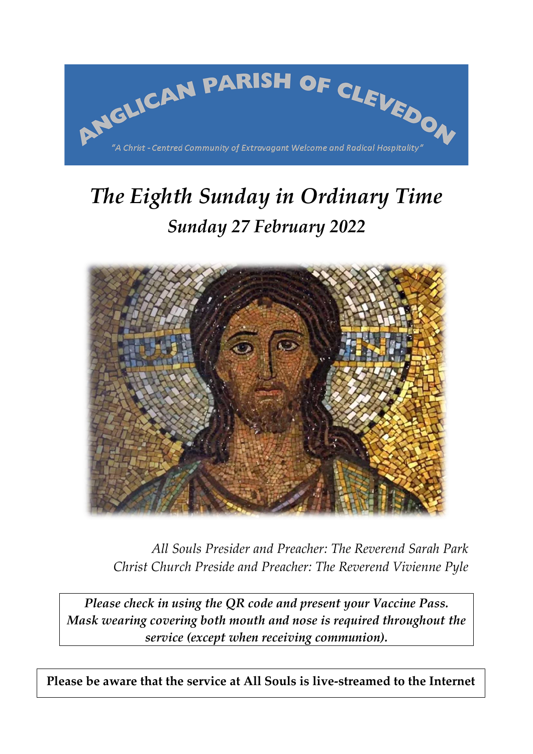ANGLICAN PARISH OF CLEVEDON

*"A Christ - Centred Community of Extravagant Welcome and Radical Hospitality"*

# *The Eighth Sunday in Ordinary Time*

## *Sunday 27 February 2022*

*All Souls Presider and Preacher: The Reverend Sarah Park*
*Christ Church Preside and Preacher: The Reverend Vivienne Pyle*

***Please check in using the QR code and present your Vaccine Pass. Mask wearing covering both mouth and nose is required throughout the service (except when receiving communion).***

**Please be aware that the service at All Souls is live-streamed to the Internet**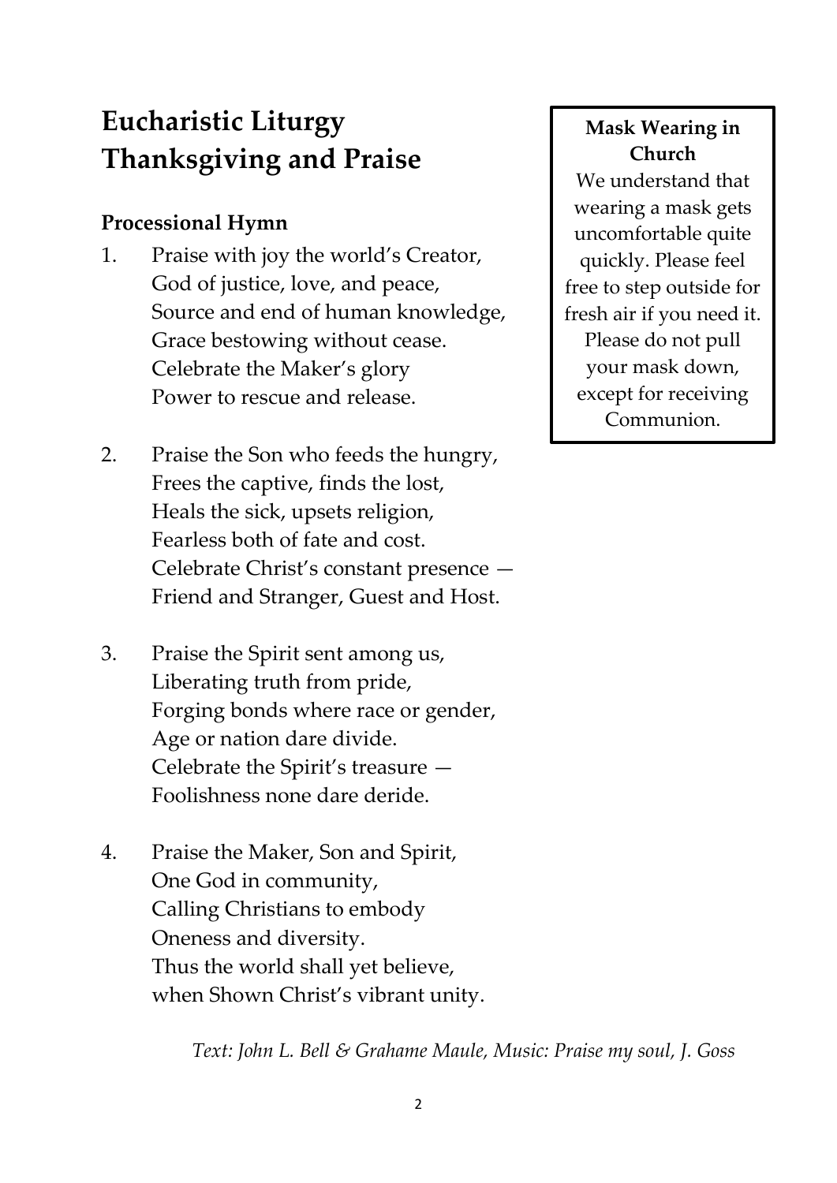# Eucharistic Liturgy Thanksgiving and Praise

**Mask Wearing in Church**

We understand that wearing a mask gets uncomfortable quite quickly. Please feel free to step outside for fresh air if you need it. Please do not pull your mask down, except for receiving Communion.

### Processional Hymn

1. Praise with joy the world's Creator,
   God of justice, love, and peace,
   Source and end of human knowledge,
   Grace bestowing without cease.
   Celebrate the Maker's glory
   Power to rescue and release.

2. Praise the Son who feeds the hungry,
   Frees the captive, finds the lost,
   Heals the sick, upsets religion,
   Fearless both of fate and cost.
   Celebrate Christ's constant presence —
   Friend and Stranger, Guest and Host.

3. Praise the Spirit sent among us,
   Liberating truth from pride,
   Forging bonds where race or gender,
   Age or nation dare divide.
   Celebrate the Spirit's treasure —
   Foolishness none dare deride.

4. Praise the Maker, Son and Spirit,
   One God in community,
   Calling Christians to embody
   Oneness and diversity.
   Thus the world shall yet believe,
   when Shown Christ's vibrant unity.

*Text: John L. Bell & Grahame Maule, Music: Praise my soul, J. Goss*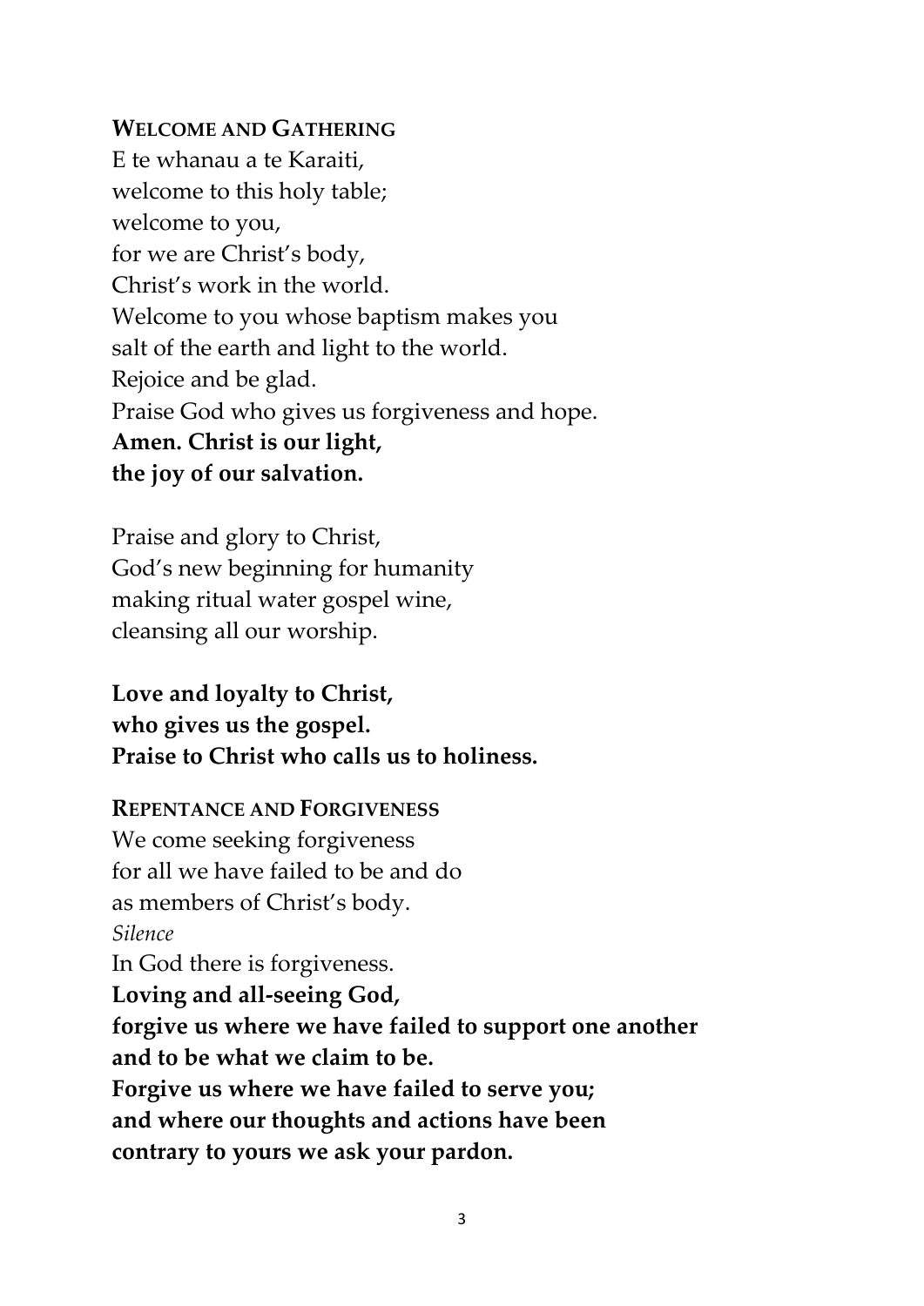## WELCOME AND GATHERING

E te whanau a te Karaiti,
welcome to this holy table;
welcome to you,
for we are Christ's body,
Christ's work in the world.
Welcome to you whose baptism makes you
salt of the earth and light to the world.
Rejoice and be glad.
Praise God who gives us forgiveness and hope.
**Amen. Christ is our light,**
**the joy of our salvation.**

Praise and glory to Christ,
God's new beginning for humanity
making ritual water gospel wine,
cleansing all our worship.

**Love and loyalty to Christ,**
**who gives us the gospel.**
**Praise to Christ who calls us to holiness.**

## REPENTANCE AND FORGIVENESS

We come seeking forgiveness
for all we have failed to be and do
as members of Christ's body.
*Silence*
In God there is forgiveness.
**Loving and all-seeing God,**
**forgive us where we have failed to support one another**
**and to be what we claim to be.**
**Forgive us where we have failed to serve you;**
**and where our thoughts and actions have been**
**contrary to yours we ask your pardon.**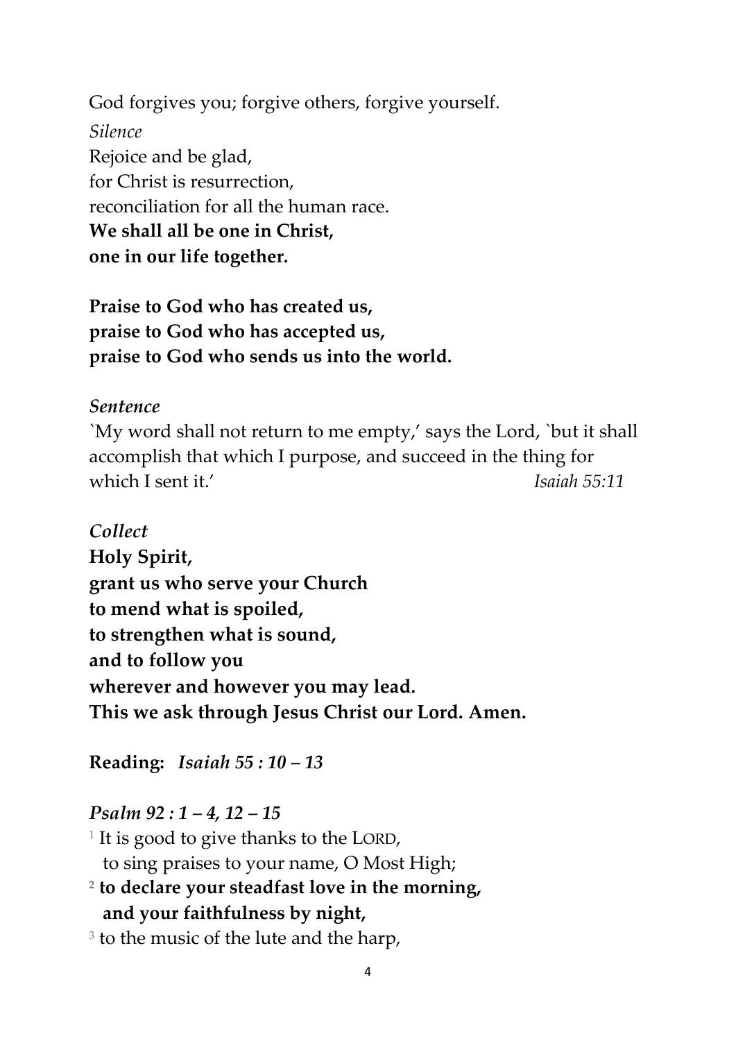God forgives you; forgive others, forgive yourself.  
*Silence*  
Rejoice and be glad,  
for Christ is resurrection,  
reconciliation for all the human race.  
**We shall all be one in Christ,**  
**one in our life together.**

**Praise to God who has created us,**  
**praise to God who has accepted us,**  
**praise to God who sends us into the world.**

***Sentence***  
`My word shall not return to me empty,' says the Lord, `but it shall accomplish that which I purpose, and succeed in the thing for which I sent it.' *Isaiah 55:11*

***Collect***  
**Holy Spirit,**  
**grant us who serve your Church**  
**to mend what is spoiled,**  
**to strengthen what is sound,**  
**and to follow you**  
**wherever and however you may lead.**  
**This we ask through Jesus Christ our Lord. Amen.**

**Reading:** ***Isaiah 55 : 10 – 13***

***Psalm 92 : 1 – 4, 12 – 15***  
[1] It is good to give thanks to the LORD,  
to sing praises to your name, O Most High;  
[2] **to declare your steadfast love in the morning,**  
**and your faithfulness by night,**  
[3] to the music of the lute and the harp,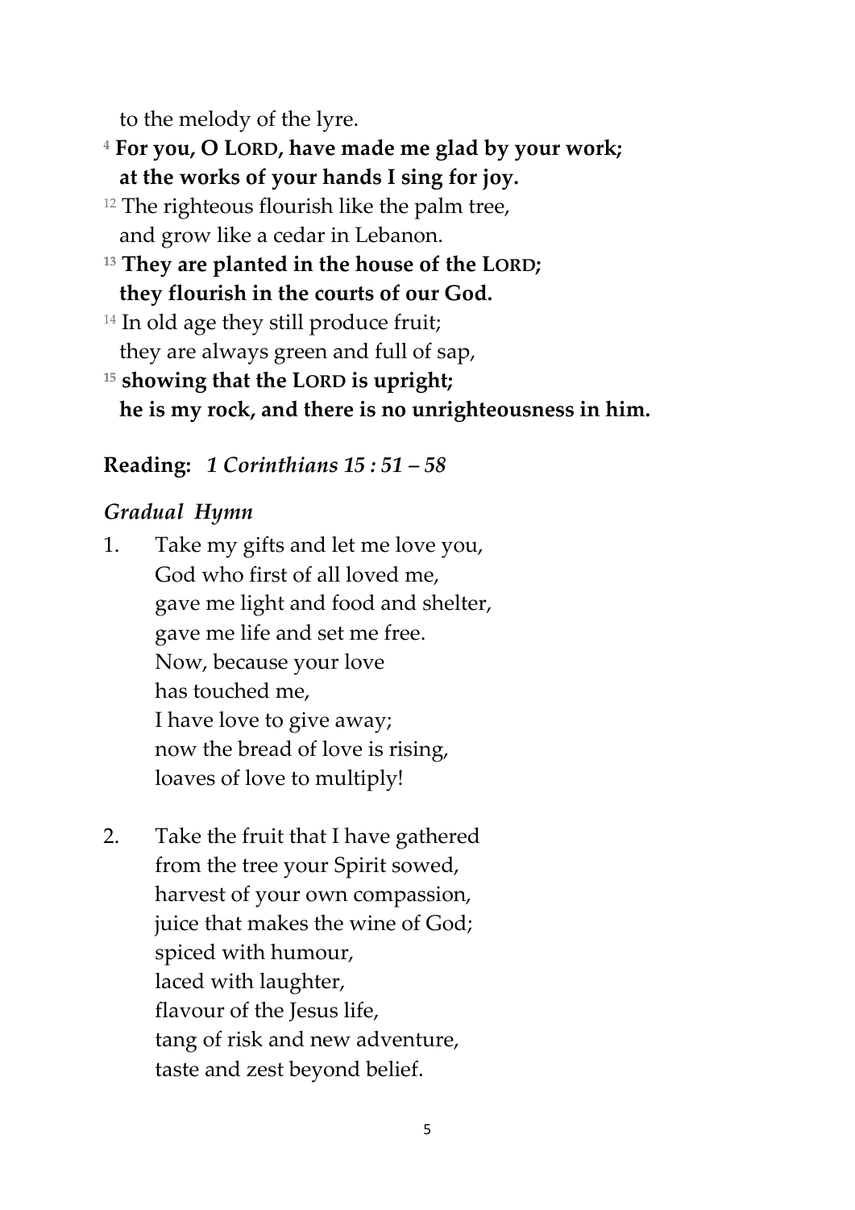to the melody of the lyre.

[4] **For you, O LORD, have made me glad by your work;**
**at the works of your hands I sing for joy.**

[12] The righteous flourish like the palm tree,
and grow like a cedar in Lebanon.

[13] **They are planted in the house of the LORD;**
**they flourish in the courts of our God.**

[14] In old age they still produce fruit;
they are always green and full of sap,

[15] **showing that the LORD is upright;**
**he is my rock, and there is no unrighteousness in him.**

**Reading:** *1 Corinthians 15 : 51 – 58*

*Gradual Hymn*

1. Take my gifts and let me love you,
   God who first of all loved me,
   gave me light and food and shelter,
   gave me life and set me free.
   Now, because your love
   has touched me,
   I have love to give away;
   now the bread of love is rising,
   loaves of love to multiply!

2. Take the fruit that I have gathered
   from the tree your Spirit sowed,
   harvest of your own compassion,
   juice that makes the wine of God;
   spiced with humour,
   laced with laughter,
   flavour of the Jesus life,
   tang of risk and new adventure,
   taste and zest beyond belief.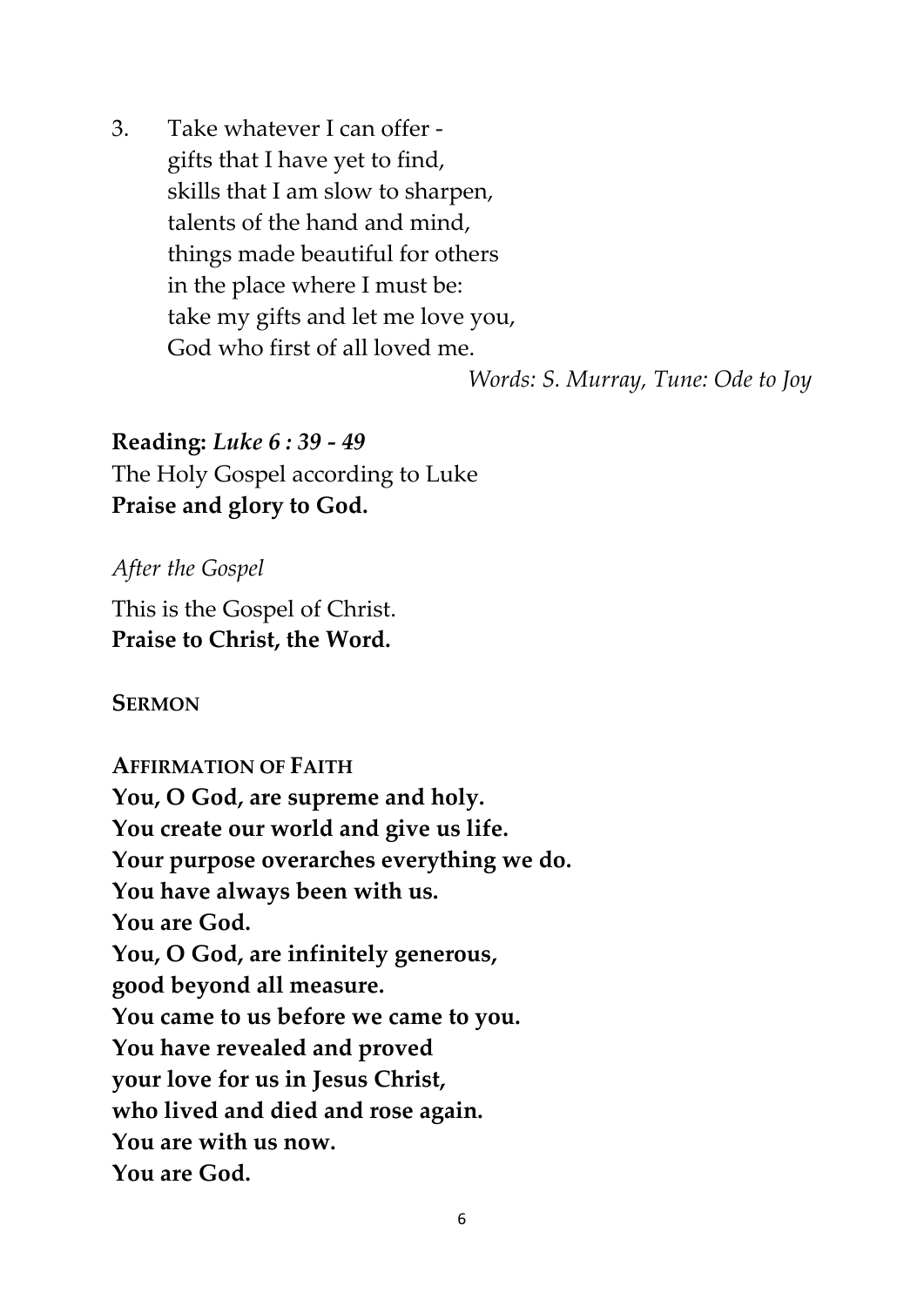3. Take whatever I can offer -
   gifts that I have yet to find,
   skills that I am slow to sharpen,
   talents of the hand and mind,
   things made beautiful for others
   in the place where I must be:
   take my gifts and let me love you,
   God who first of all loved me.

*Words: S. Murray, Tune: Ode to Joy*

**Reading:** ***Luke 6 : 39 - 49***
The Holy Gospel according to Luke
**Praise and glory to God.**

*After the Gospel*

This is the Gospel of Christ.
**Praise to Christ, the Word.**

**SERMON**

**AFFIRMATION OF FAITH**
**You, O God, are supreme and holy.**
**You create our world and give us life.**
**Your purpose overarches everything we do.**
**You have always been with us.**
**You are God.**
**You, O God, are infinitely generous,**
**good beyond all measure.**
**You came to us before we came to you.**
**You have revealed and proved**
**your love for us in Jesus Christ,**
**who lived and died and rose again.**
**You are with us now.**
**You are God.**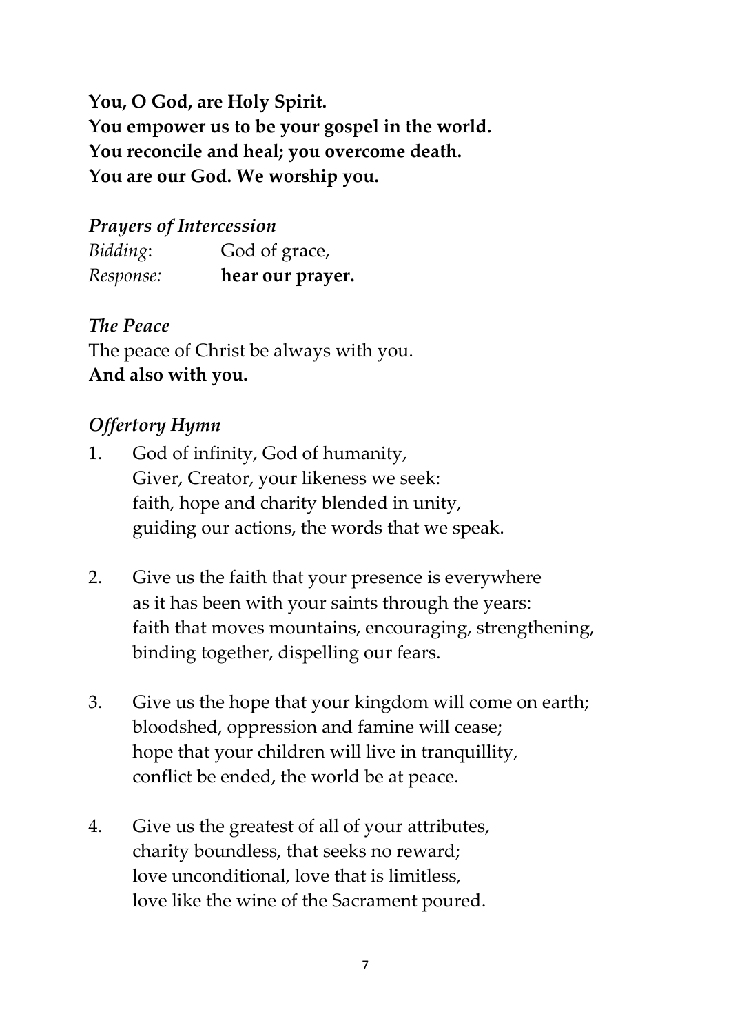**You, O God, are Holy Spirit.**
**You empower us to be your gospel in the world.**
**You reconcile and heal; you overcome death.**
**You are our God. We worship you.**

### *Prayers of Intercession*

*Bidding*: God of grace,
*Response:* **hear our prayer.**

### *The Peace*

The peace of Christ be always with you.
**And also with you.**

### *Offertory Hymn*

1. God of infinity, God of humanity,
   Giver, Creator, your likeness we seek:
   faith, hope and charity blended in unity,
   guiding our actions, the words that we speak.

2. Give us the faith that your presence is everywhere
   as it has been with your saints through the years:
   faith that moves mountains, encouraging, strengthening,
   binding together, dispelling our fears.

3. Give us the hope that your kingdom will come on earth;
   bloodshed, oppression and famine will cease;
   hope that your children will live in tranquillity,
   conflict be ended, the world be at peace.

4. Give us the greatest of all of your attributes,
   charity boundless, that seeks no reward;
   love unconditional, love that is limitless,
   love like the wine of the Sacrament poured.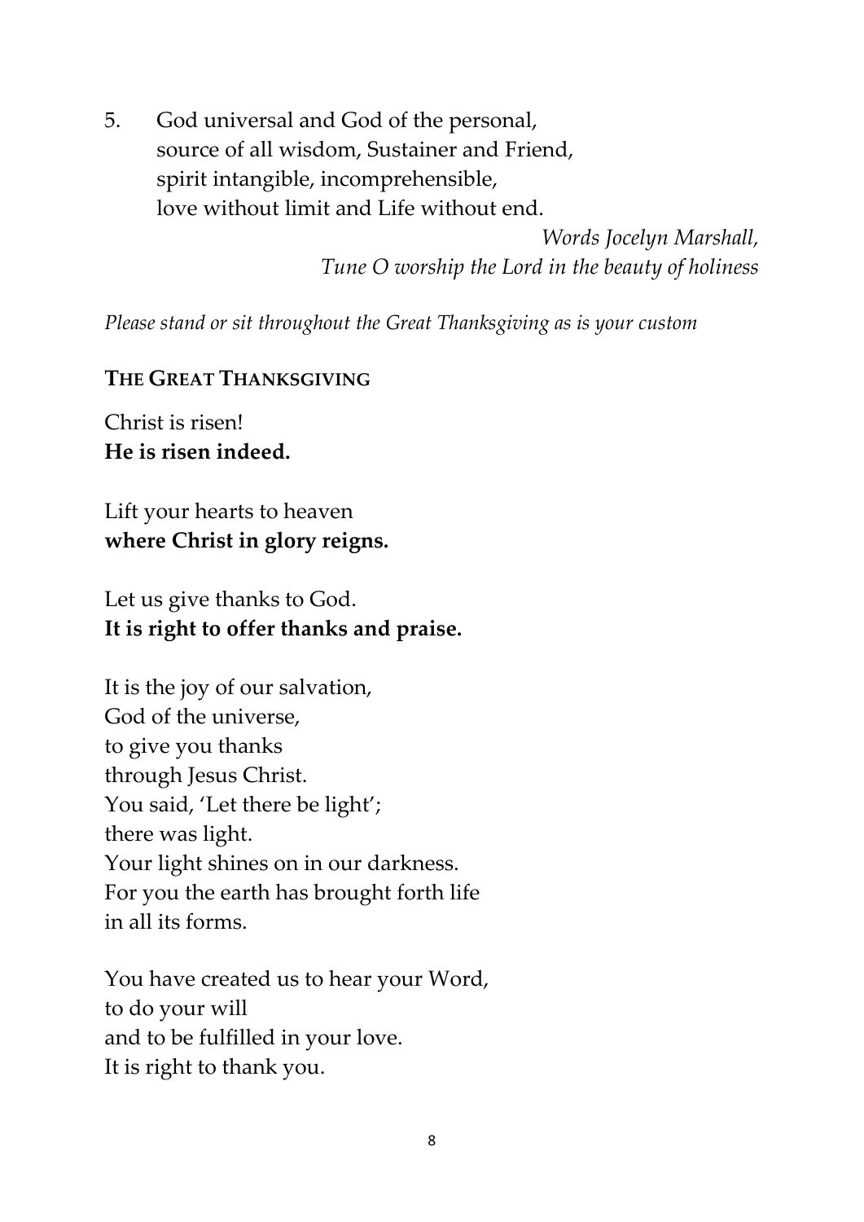5. God universal and God of the personal,
   source of all wisdom, Sustainer and Friend,
   spirit intangible, incomprehensible,
   love without limit and Life without end.

*Words Jocelyn Marshall,*
*Tune O worship the Lord in the beauty of holiness*

*Please stand or sit throughout the Great Thanksgiving as is your custom*

## THE GREAT THANKSGIVING

Christ is risen!
**He is risen indeed.**

Lift your hearts to heaven
**where Christ in glory reigns.**

Let us give thanks to God.
**It is right to offer thanks and praise.**

It is the joy of our salvation,
God of the universe,
to give you thanks
through Jesus Christ.
You said, 'Let there be light';
there was light.
Your light shines on in our darkness.
For you the earth has brought forth life
in all its forms.

You have created us to hear your Word,
to do your will
and to be fulfilled in your love.
It is right to thank you.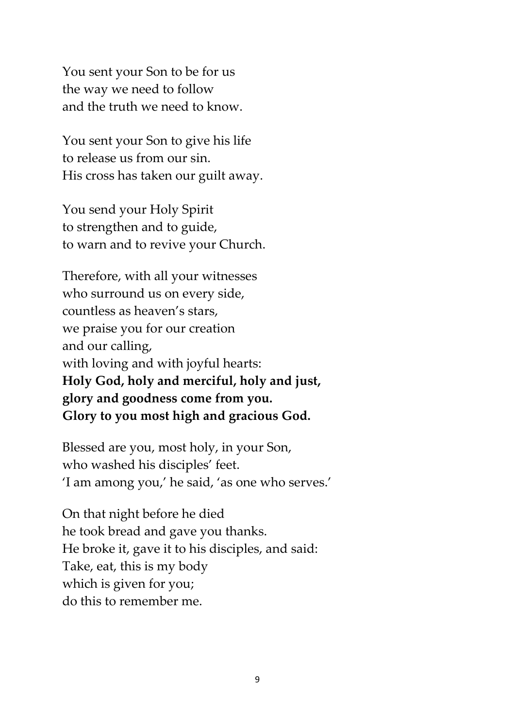You sent your Son to be for us
the way we need to follow
and the truth we need to know.

You sent your Son to give his life
to release us from our sin.
His cross has taken our guilt away.

You send your Holy Spirit
to strengthen and to guide,
to warn and to revive your Church.

Therefore, with all your witnesses
who surround us on every side,
countless as heaven's stars,
we praise you for our creation
and our calling,
with loving and with joyful hearts:
**Holy God, holy and merciful, holy and just,**
**glory and goodness come from you.**
**Glory to you most high and gracious God.**

Blessed are you, most holy, in your Son,
who washed his disciples' feet.
'I am among you,' he said, 'as one who serves.'

On that night before he died
he took bread and gave you thanks.
He broke it, gave it to his disciples, and said:
Take, eat, this is my body
which is given for you;
do this to remember me.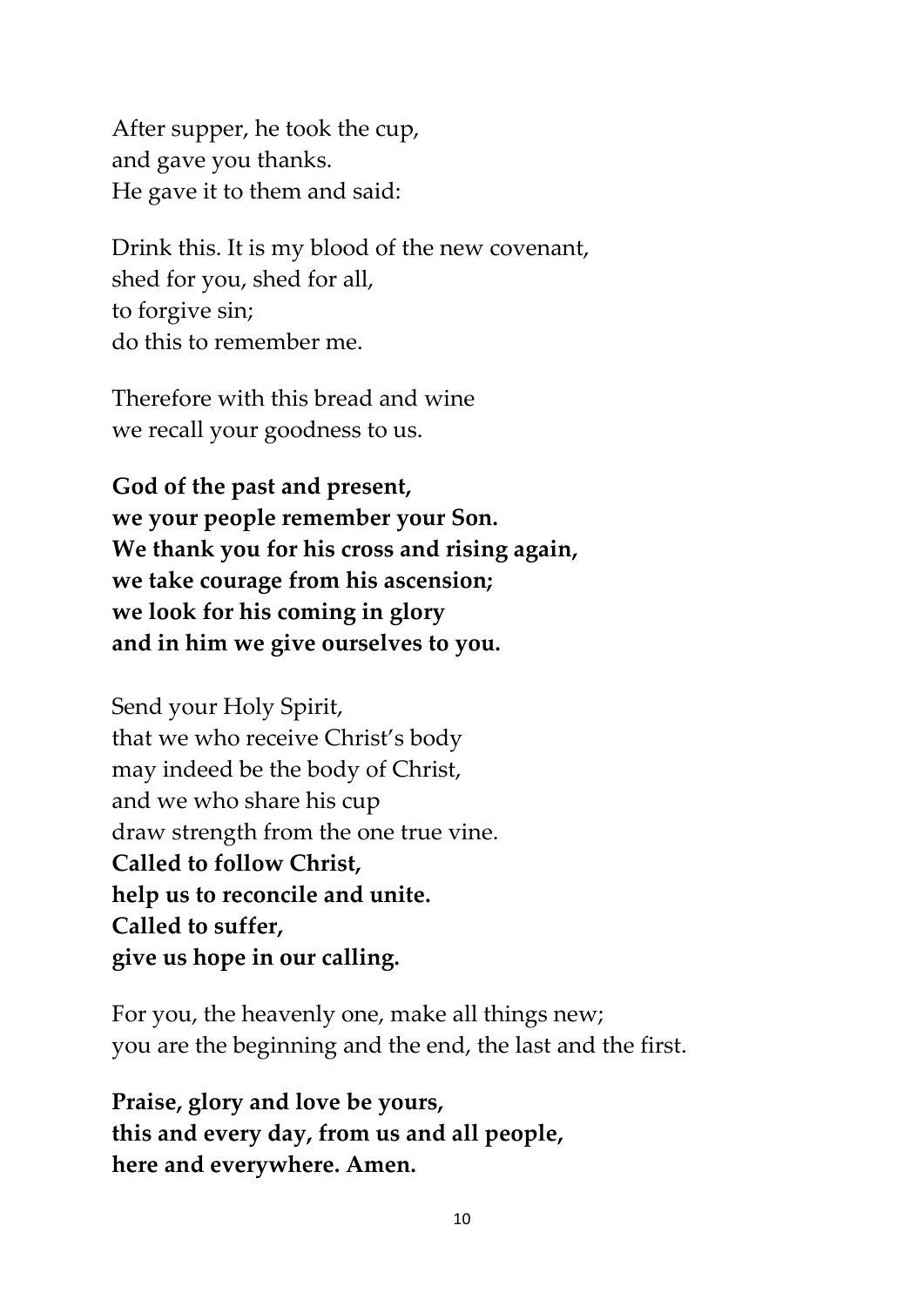After supper, he took the cup,
and gave you thanks.
He gave it to them and said:

Drink this. It is my blood of the new covenant,
shed for you, shed for all,
to forgive sin;
do this to remember me.

Therefore with this bread and wine
we recall your goodness to us.

**God of the past and present,**
**we your people remember your Son.**
**We thank you for his cross and rising again,**
**we take courage from his ascension;**
**we look for his coming in glory**
**and in him we give ourselves to you.**

Send your Holy Spirit,
that we who receive Christ's body
may indeed be the body of Christ,
and we who share his cup
draw strength from the one true vine.
**Called to follow Christ,**
**help us to reconcile and unite.**
**Called to suffer,**
**give us hope in our calling.**

For you, the heavenly one, make all things new;
you are the beginning and the end, the last and the first.

**Praise, glory and love be yours,**
**this and every day, from us and all people,**
**here and everywhere. Amen.**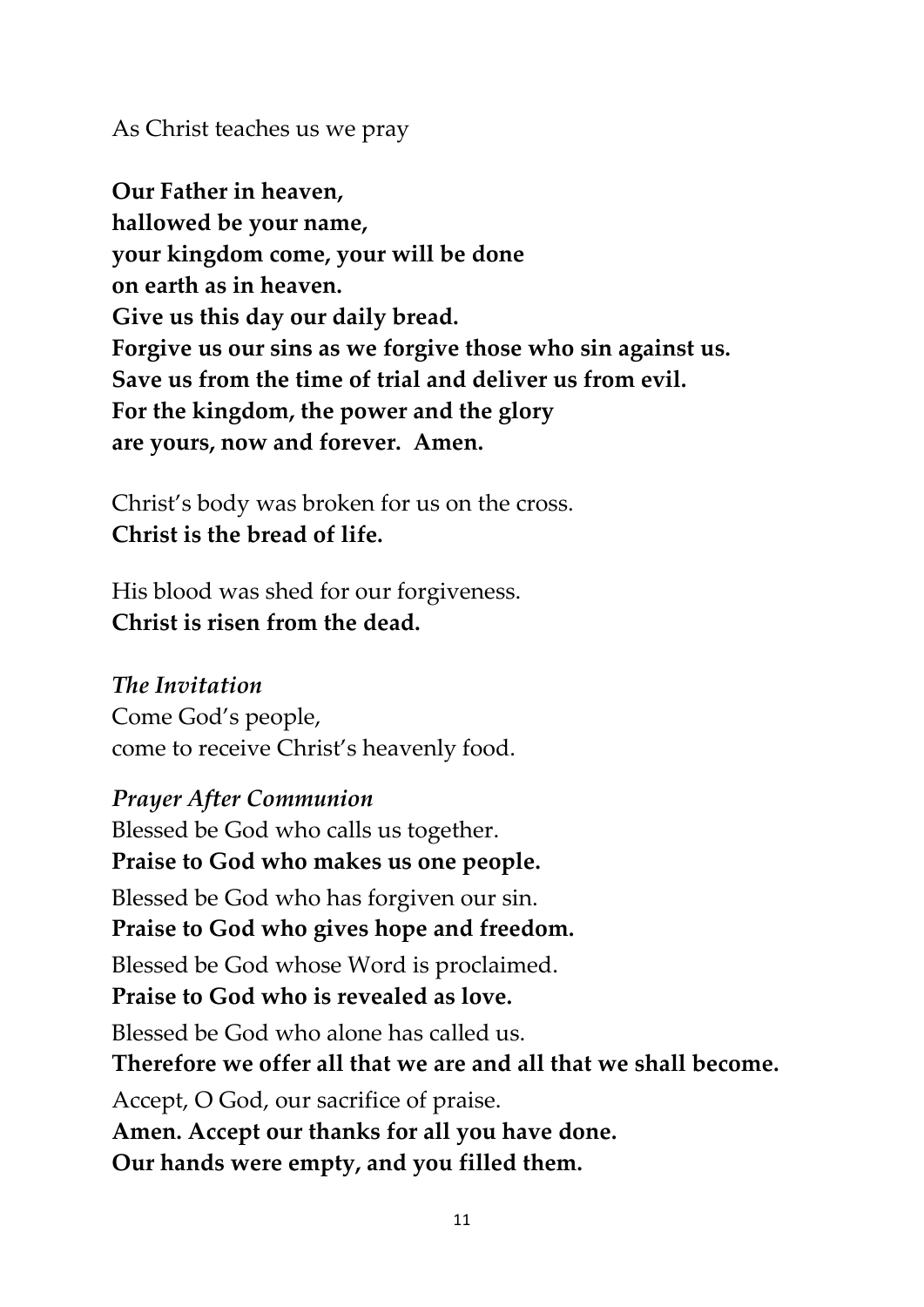As Christ teaches us we pray

**Our Father in heaven,**
**hallowed be your name,**
**your kingdom come, your will be done**
**on earth as in heaven.**
**Give us this day our daily bread.**
**Forgive us our sins as we forgive those who sin against us.**
**Save us from the time of trial and deliver us from evil.**
**For the kingdom, the power and the glory**
**are yours, now and forever. Amen.**

Christ's body was broken for us on the cross.
**Christ is the bread of life.**

His blood was shed for our forgiveness.
**Christ is risen from the dead.**

*The Invitation*
Come God's people,
come to receive Christ's heavenly food.

*Prayer After Communion*
Blessed be God who calls us together.
**Praise to God who makes us one people.**
Blessed be God who has forgiven our sin.
**Praise to God who gives hope and freedom.**
Blessed be God whose Word is proclaimed.
**Praise to God who is revealed as love.**
Blessed be God who alone has called us.
**Therefore we offer all that we are and all that we shall become.**
Accept, O God, our sacrifice of praise.
**Amen. Accept our thanks for all you have done.**
**Our hands were empty, and you filled them.**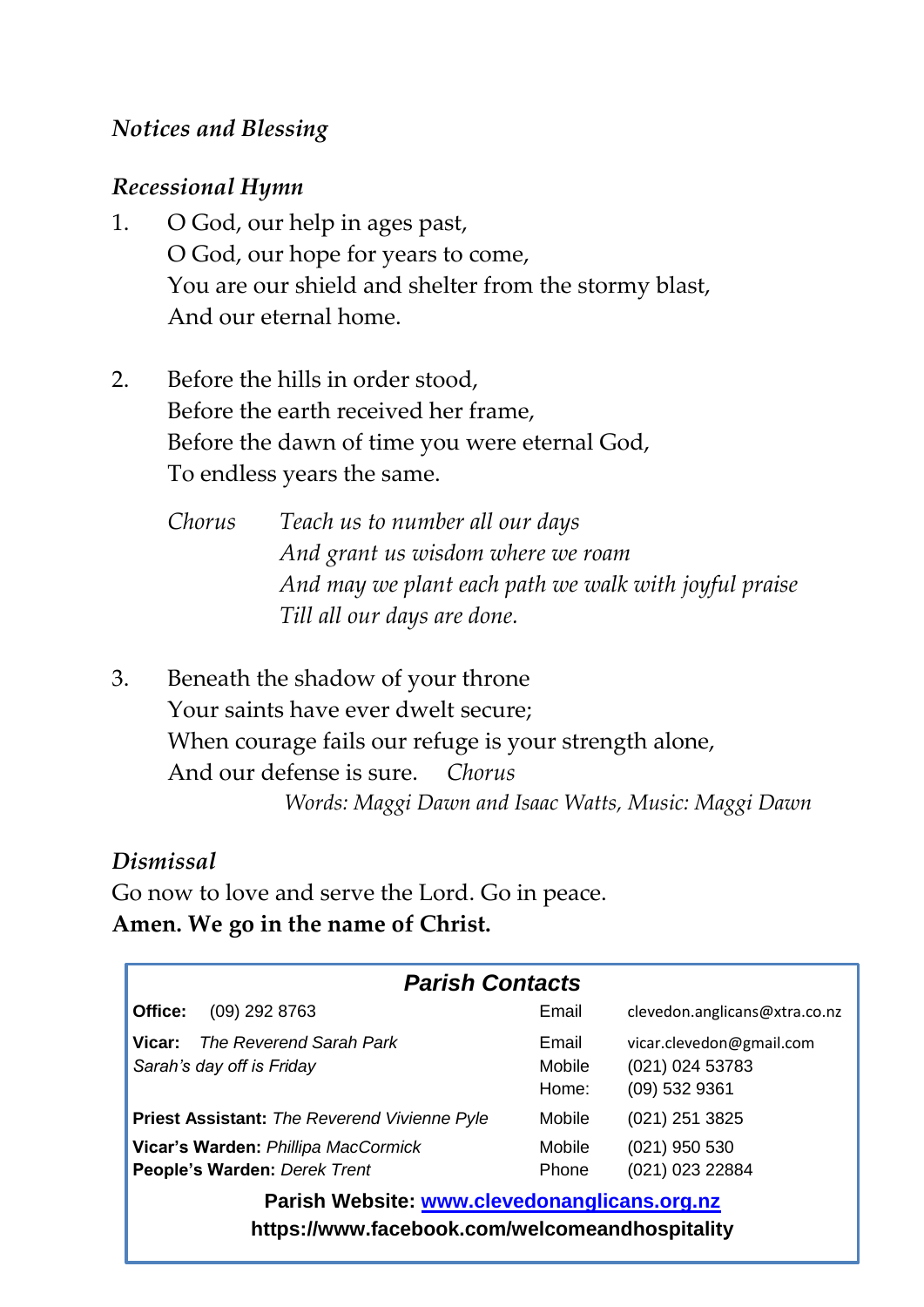*Notices and Blessing*

*Recessional Hymn*

1. O God, our help in ages past,
   O God, our hope for years to come,
   You are our shield and shelter from the stormy blast,
   And our eternal home.

2. Before the hills in order stood,
   Before the earth received her frame,
   Before the dawn of time you were eternal God,
   To endless years the same.

   *Chorus* *Teach us to number all our days*
   *And grant us wisdom where we roam*
   *And may we plant each path we walk with joyful praise*
   *Till all our days are done.*

3. Beneath the shadow of your throne
   Your saints have ever dwelt secure;
   When courage fails our refuge is your strength alone,
   And our defense is sure. *Chorus*

*Words: Maggi Dawn and Isaac Watts, Music: Maggi Dawn*

*Dismissal*

Go now to love and serve the Lord. Go in peace.

**Amen. We go in the name of Christ.**

### *Parish Contacts*

| | | |
|---|---|---|
| **Office:** (09) 292 8763 | Email | clevedon.anglicans@xtra.co.nz |
| **Vicar:** *The Reverend Sarah Park* | Email | vicar.clevedon@gmail.com |
| *Sarah's day off is Friday* | Mobile | (021) 024 53783 |
| | Home: | (09) 532 9361 |
| **Priest Assistant:** *The Reverend Vivienne Pyle* | Mobile | (021) 251 3825 |
| **Vicar's Warden:** *Phillipa MacCormick* | Mobile | (021) 950 530 |
| **People's Warden:** *Derek Trent* | Phone | (021) 023 22884 |

**Parish Website: www.clevedonanglicans.org.nz**

**https://www.facebook.com/welcomeandhospitality**